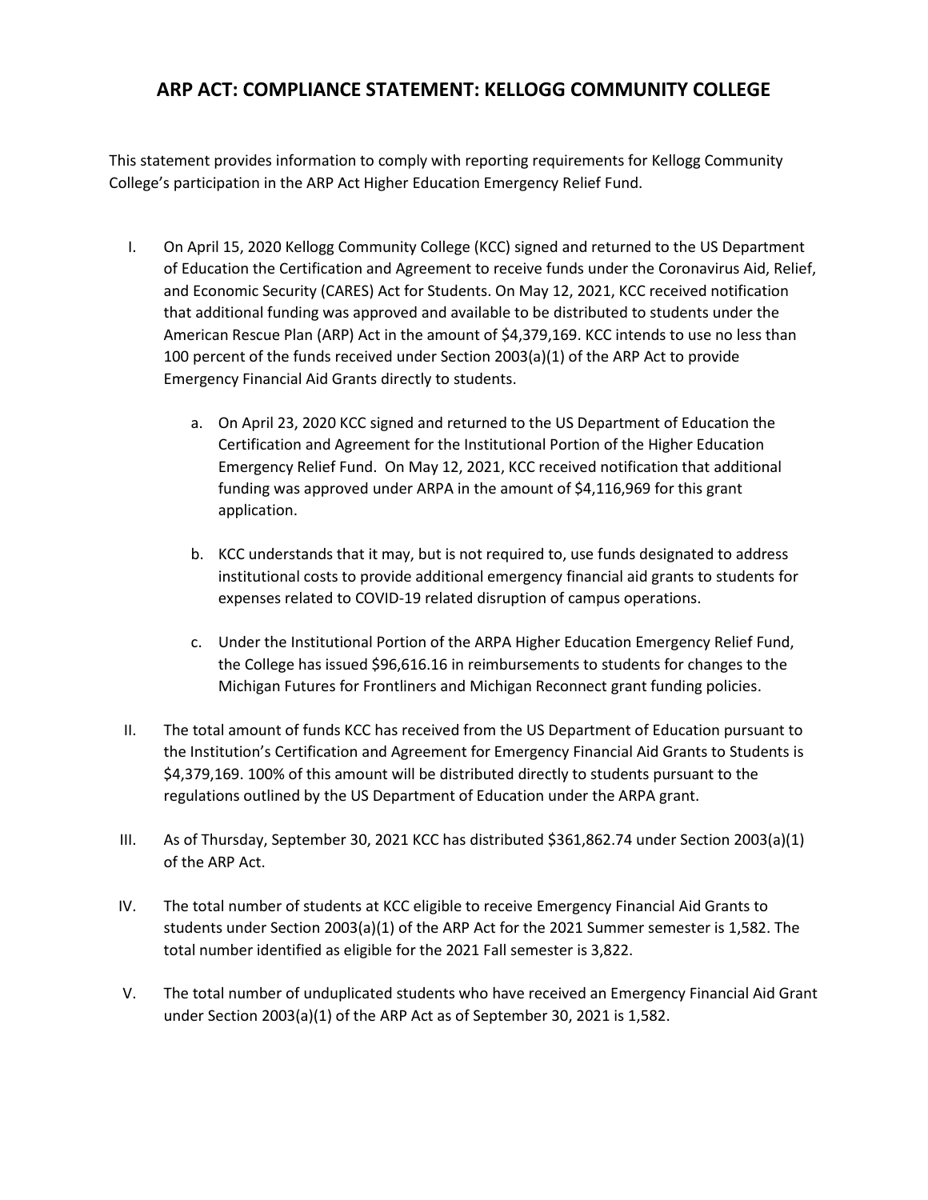# ARP ACT: COMPLIANCE STATEMENT: KELLOGG COMMUNITY COLLEGE

This statement provides information to comply with reporting requirements for Kellogg Community College's participation in the ARP Act Higher Education Emergency Relief Fund.

I. On April 15, 2020 Kellogg Community College (KCC) signed and returned to the US Department of Education the Certification and Agreement to receive funds under the Coronavirus Aid, Relief, and Economic Security (CARES) Act for Students. On May 12, 2021, KCC received notification that additional funding was approved and available to be distributed to students under the American Rescue Plan (ARP) Act in the amount of $4,379,169. KCC intends to use no less than 100 percent of the funds received under Section 2003(a)(1) of the ARP Act to provide Emergency Financial Aid Grants directly to students.

   a. On April 23, 2020 KCC signed and returned to the US Department of Education the Certification and Agreement for the Institutional Portion of the Higher Education Emergency Relief Fund. On May 12, 2021, KCC received notification that additional funding was approved under ARPA in the amount of $4,116,969 for this grant application.

   b. KCC understands that it may, but is not required to, use funds designated to address institutional costs to provide additional emergency financial aid grants to students for expenses related to COVID-19 related disruption of campus operations.

   c. Under the Institutional Portion of the ARPA Higher Education Emergency Relief Fund, the College has issued $96,616.16 in reimbursements to students for changes to the Michigan Futures for Frontliners and Michigan Reconnect grant funding policies.

II. The total amount of funds KCC has received from the US Department of Education pursuant to the Institution's Certification and Agreement for Emergency Financial Aid Grants to Students is $4,379,169. 100% of this amount will be distributed directly to students pursuant to the regulations outlined by the US Department of Education under the ARPA grant.

III. As of Thursday, September 30, 2021 KCC has distributed $361,862.74 under Section 2003(a)(1) of the ARP Act.

IV. The total number of students at KCC eligible to receive Emergency Financial Aid Grants to students under Section 2003(a)(1) of the ARP Act for the 2021 Summer semester is 1,582. The total number identified as eligible for the 2021 Fall semester is 3,822.

V. The total number of unduplicated students who have received an Emergency Financial Aid Grant under Section 2003(a)(1) of the ARP Act as of September 30, 2021 is 1,582.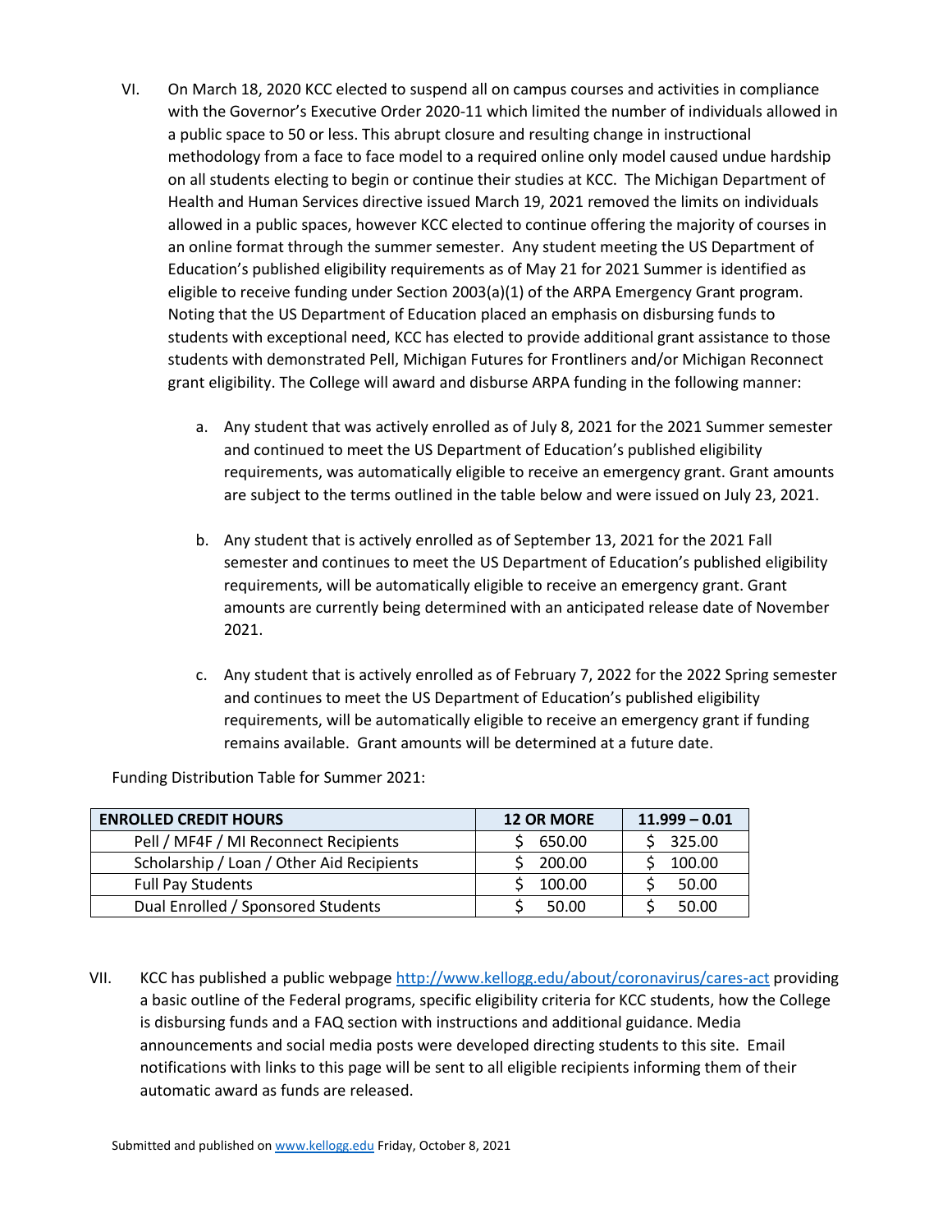VI. On March 18, 2020 KCC elected to suspend all on campus courses and activities in compliance with the Governor's Executive Order 2020-11 which limited the number of individuals allowed in a public space to 50 or less. This abrupt closure and resulting change in instructional methodology from a face to face model to a required online only model caused undue hardship on all students electing to begin or continue their studies at KCC. The Michigan Department of Health and Human Services directive issued March 19, 2021 removed the limits on individuals allowed in a public spaces, however KCC elected to continue offering the majority of courses in an online format through the summer semester. Any student meeting the US Department of Education's published eligibility requirements as of May 21 for 2021 Summer is identified as eligible to receive funding under Section 2003(a)(1) of the ARPA Emergency Grant program. Noting that the US Department of Education placed an emphasis on disbursing funds to students with exceptional need, KCC has elected to provide additional grant assistance to those students with demonstrated Pell, Michigan Futures for Frontliners and/or Michigan Reconnect grant eligibility. The College will award and disburse ARPA funding in the following manner:

   a. Any student that was actively enrolled as of July 8, 2021 for the 2021 Summer semester and continued to meet the US Department of Education's published eligibility requirements, was automatically eligible to receive an emergency grant. Grant amounts are subject to the terms outlined in the table below and were issued on July 23, 2021.

   b. Any student that is actively enrolled as of September 13, 2021 for the 2021 Fall semester and continues to meet the US Department of Education's published eligibility requirements, will be automatically eligible to receive an emergency grant. Grant amounts are currently being determined with an anticipated release date of November 2021.

   c. Any student that is actively enrolled as of February 7, 2022 for the 2022 Spring semester and continues to meet the US Department of Education's published eligibility requirements, will be automatically eligible to receive an emergency grant if funding remains available. Grant amounts will be determined at a future date.

Funding Distribution Table for Summer 2021:

| **ENROLLED CREDIT HOURS** | **12 OR MORE** | **11.999 – 0.01** |
|---|---|---|
| Pell / MF4F / MI Reconnect Recipients | $ 650.00 | $ 325.00 |
| Scholarship / Loan / Other Aid Recipients | $ 200.00 | $ 100.00 |
| Full Pay Students | $ 100.00 | $ 50.00 |
| Dual Enrolled / Sponsored Students | $ 50.00 | $ 50.00 |

VII. KCC has published a public webpage http://www.kellogg.edu/about/coronavirus/cares-act providing a basic outline of the Federal programs, specific eligibility criteria for KCC students, how the College is disbursing funds and a FAQ section with instructions and additional guidance. Media announcements and social media posts were developed directing students to this site. Email notifications with links to this page will be sent to all eligible recipients informing them of their automatic award as funds are released.

Submitted and published on www.kellogg.edu Friday, October 8, 2021